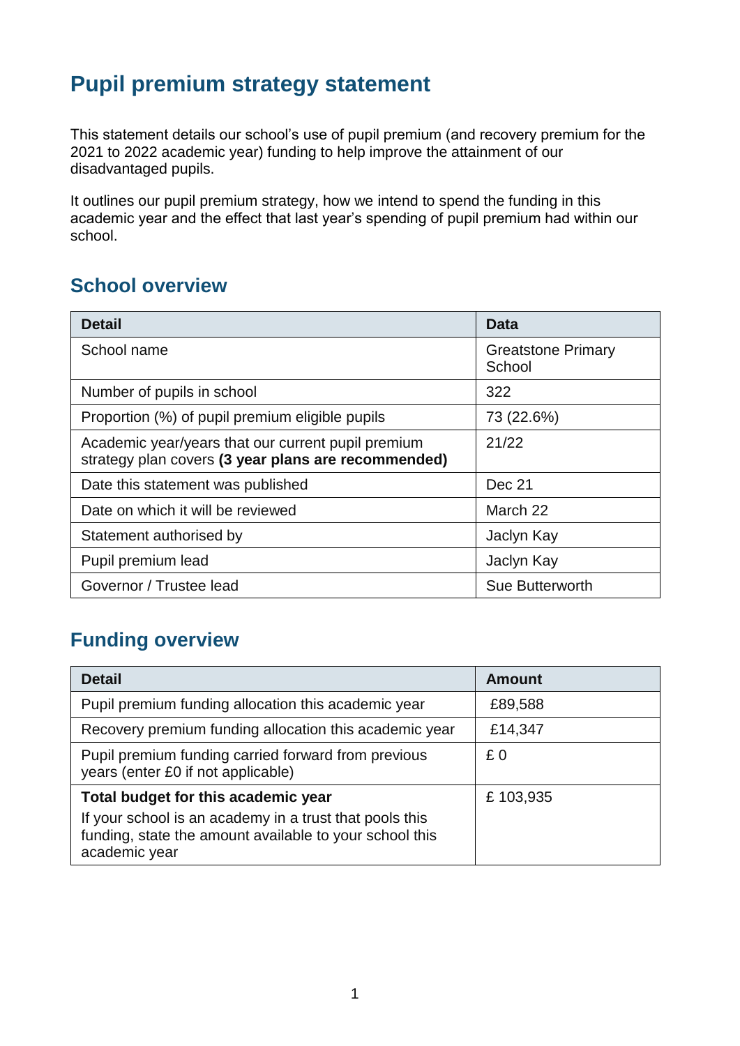# Pupil premium strategy statement

This statement details our school's use of pupil premium (and recovery premium for the 2021 to 2022 academic year) funding to help improve the attainment of our disadvantaged pupils.

It outlines our pupil premium strategy, how we intend to spend the funding in this academic year and the effect that last year's spending of pupil premium had within our school.

## School overview

| Detail | Data |
|---|---|
| School name | Greatstone Primary School |
| Number of pupils in school | 322 |
| Proportion (%) of pupil premium eligible pupils | 73 (22.6%) |
| Academic year/years that our current pupil premium strategy plan covers **(3 year plans are recommended)** | 21/22 |
| Date this statement was published | Dec 21 |
| Date on which it will be reviewed | March 22 |
| Statement authorised by | Jaclyn Kay |
| Pupil premium lead | Jaclyn Kay |
| Governor / Trustee lead | Sue Butterworth |

## Funding overview

| Detail | Amount |
|---|---|
| Pupil premium funding allocation this academic year | £89,588 |
| Recovery premium funding allocation this academic year | £14,347 |
| Pupil premium funding carried forward from previous years (enter £0 if not applicable) | £ 0 |
| **Total budget for this academic year**<br>If your school is an academy in a trust that pools this funding, state the amount available to your school this academic year | £ 103,935 |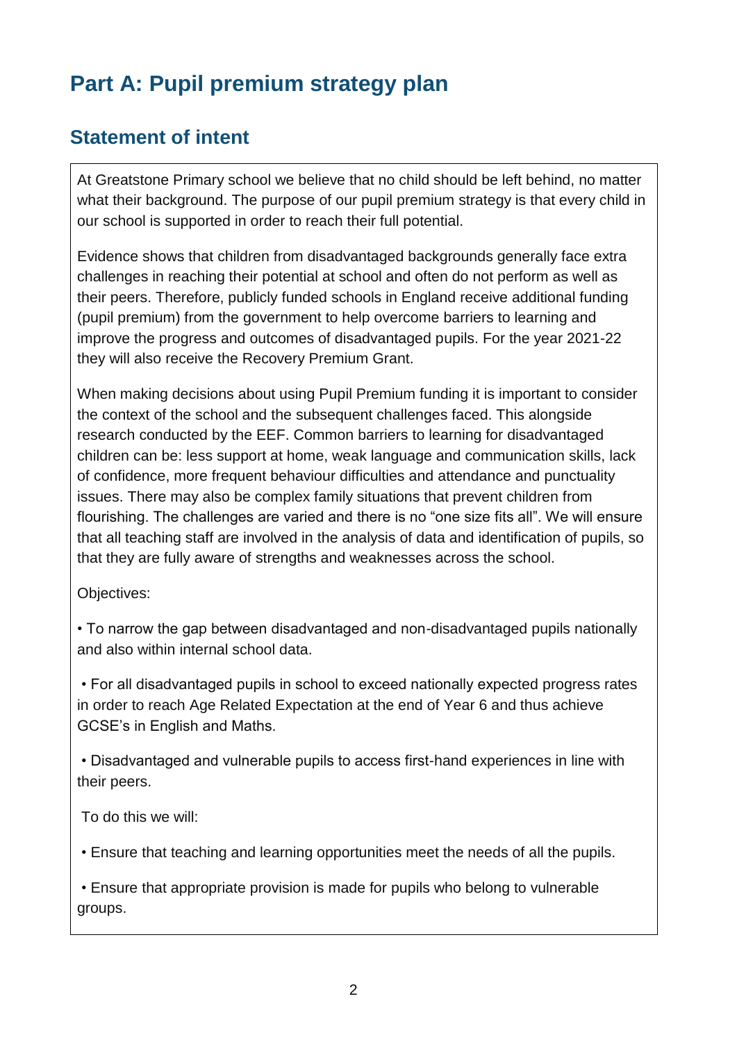# Part A: Pupil premium strategy plan

## Statement of intent

At Greatstone Primary school we believe that no child should be left behind, no matter what their background. The purpose of our pupil premium strategy is that every child in our school is supported in order to reach their full potential.

Evidence shows that children from disadvantaged backgrounds generally face extra challenges in reaching their potential at school and often do not perform as well as their peers. Therefore, publicly funded schools in England receive additional funding (pupil premium) from the government to help overcome barriers to learning and improve the progress and outcomes of disadvantaged pupils. For the year 2021-22 they will also receive the Recovery Premium Grant.

When making decisions about using Pupil Premium funding it is important to consider the context of the school and the subsequent challenges faced. This alongside research conducted by the EEF. Common barriers to learning for disadvantaged children can be: less support at home, weak language and communication skills, lack of confidence, more frequent behaviour difficulties and attendance and punctuality issues. There may also be complex family situations that prevent children from flourishing. The challenges are varied and there is no "one size fits all". We will ensure that all teaching staff are involved in the analysis of data and identification of pupils, so that they are fully aware of strengths and weaknesses across the school.

Objectives:

• To narrow the gap between disadvantaged and non-disadvantaged pupils nationally and also within internal school data.

• For all disadvantaged pupils in school to exceed nationally expected progress rates in order to reach Age Related Expectation at the end of Year 6 and thus achieve GCSE's in English and Maths.

• Disadvantaged and vulnerable pupils to access first-hand experiences in line with their peers.

To do this we will:

• Ensure that teaching and learning opportunities meet the needs of all the pupils.

• Ensure that appropriate provision is made for pupils who belong to vulnerable groups.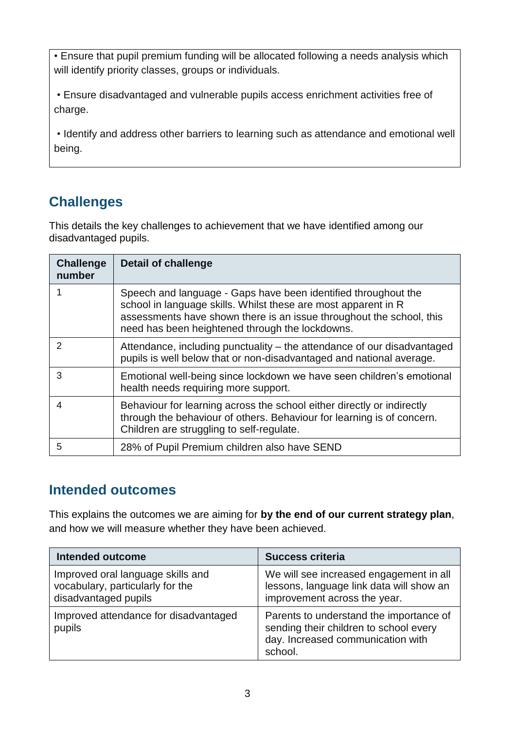| • Ensure that pupil premium funding will be allocated following a needs analysis which will identify priority classes, groups or individuals.<br><br>• Ensure disadvantaged and vulnerable pupils access enrichment activities free of charge.<br><br>• Identify and address other barriers to learning such as attendance and emotional well being. |
|---|

## Challenges

This details the key challenges to achievement that we have identified among our disadvantaged pupils.

| Challenge number | Detail of challenge |
|---|---|
| 1 | Speech and language - Gaps have been identified throughout the school in language skills. Whilst these are most apparent in R assessments have shown there is an issue throughout the school, this need has been heightened through the lockdowns. |
| 2 | Attendance, including punctuality – the attendance of our disadvantaged pupils is well below that or non-disadvantaged and national average. |
| 3 | Emotional well-being since lockdown we have seen children's emotional health needs requiring more support. |
| 4 | Behaviour for learning across the school either directly or indirectly through the behaviour of others. Behaviour for learning is of concern. Children are struggling to self-regulate. |
| 5 | 28% of Pupil Premium children also have SEND |

## Intended outcomes

This explains the outcomes we are aiming for **by the end of our current strategy plan**, and how we will measure whether they have been achieved.

| Intended outcome | Success criteria |
|---|---|
| Improved oral language skills and vocabulary, particularly for the disadvantaged pupils | We will see increased engagement in all lessons, language link data will show an improvement across the year. |
| Improved attendance for disadvantaged pupils | Parents to understand the importance of sending their children to school every day. Increased communication with school. |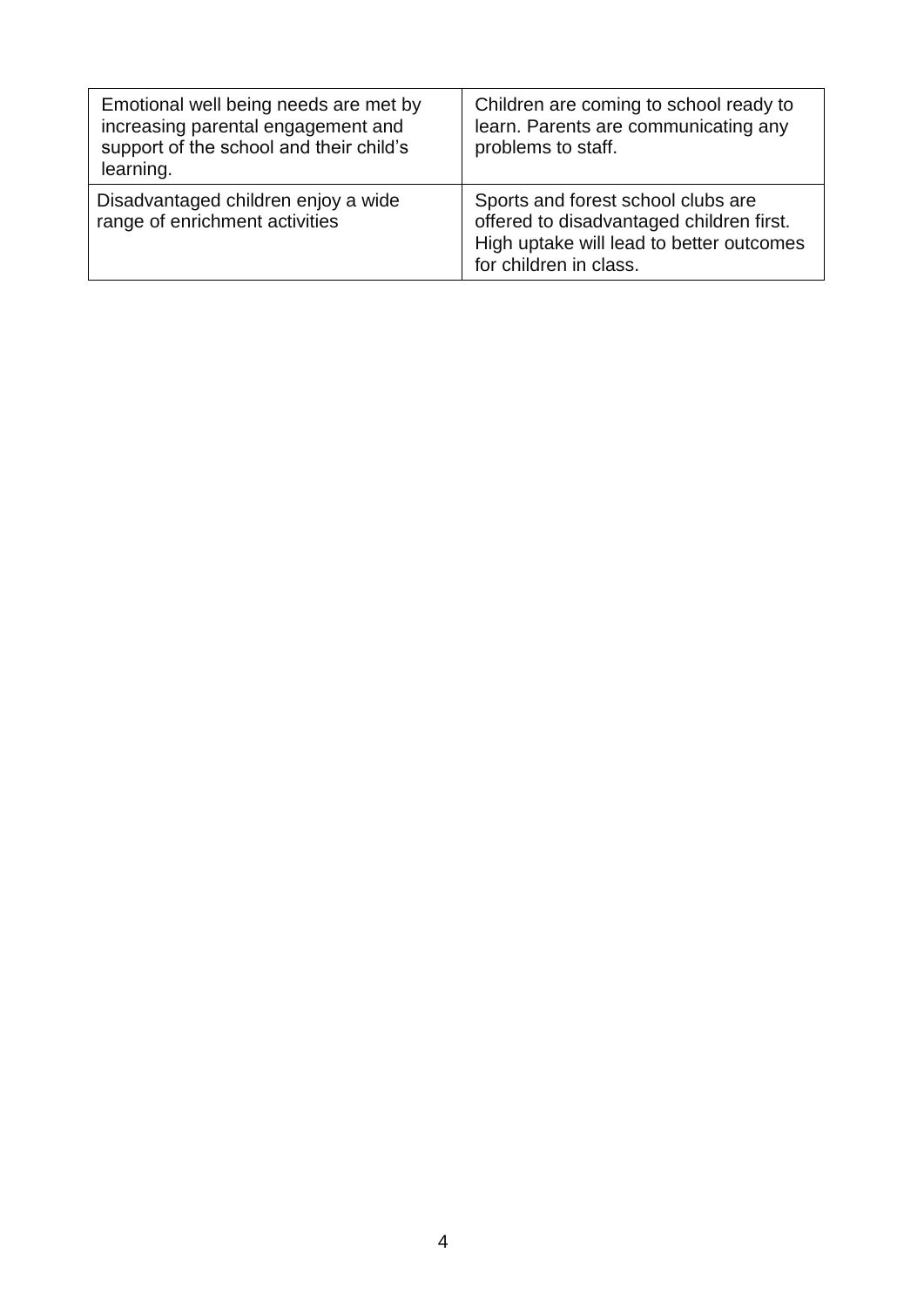| | |
|---|---|
| Emotional well being needs are met by increasing parental engagement and support of the school and their child's learning. | Children are coming to school ready to learn. Parents are communicating any problems to staff. |
| Disadvantaged children enjoy a wide range of enrichment activities | Sports and forest school clubs are offered to disadvantaged children first. High uptake will lead to better outcomes for children in class. |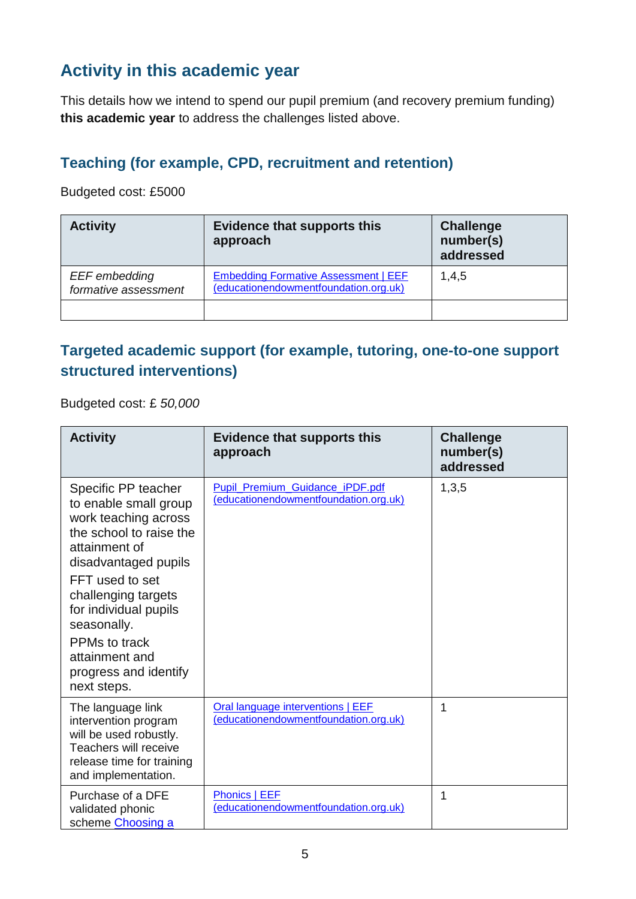## Activity in this academic year

This details how we intend to spend our pupil premium (and recovery premium funding) **this academic year** to address the challenges listed above.

### Teaching (for example, CPD, recruitment and retention)

Budgeted cost: £5000

| Activity | Evidence that supports this approach | Challenge number(s) addressed |
|---|---|---|
| *EEF embedding formative assessment* | [Embedding Formative Assessment \| EEF (educationendowmentfoundation.org.uk)]() | 1,4,5 |
| | | |

### Targeted academic support (for example, tutoring, one-to-one support structured interventions)

Budgeted cost: £ *50,000*

| Activity | Evidence that supports this approach | Challenge number(s) addressed |
|---|---|---|
| Specific PP teacher to enable small group work teaching across the school to raise the attainment of disadvantaged pupils<br>FFT used to set challenging targets for individual pupils seasonally.<br>PPMs to track attainment and progress and identify next steps. | [Pupil_Premium_Guidance_iPDF.pdf (educationendowmentfoundation.org.uk)]() | 1,3,5 |
| The language link intervention program will be used robustly. Teachers will receive release time for training and implementation. | [Oral language interventions \| EEF (educationendowmentfoundation.org.uk)]() | 1 |
| Purchase of a DFE validated phonic scheme [Choosing a]() | [Phonics \| EEF (educationendowmentfoundation.org.uk)]() | 1 |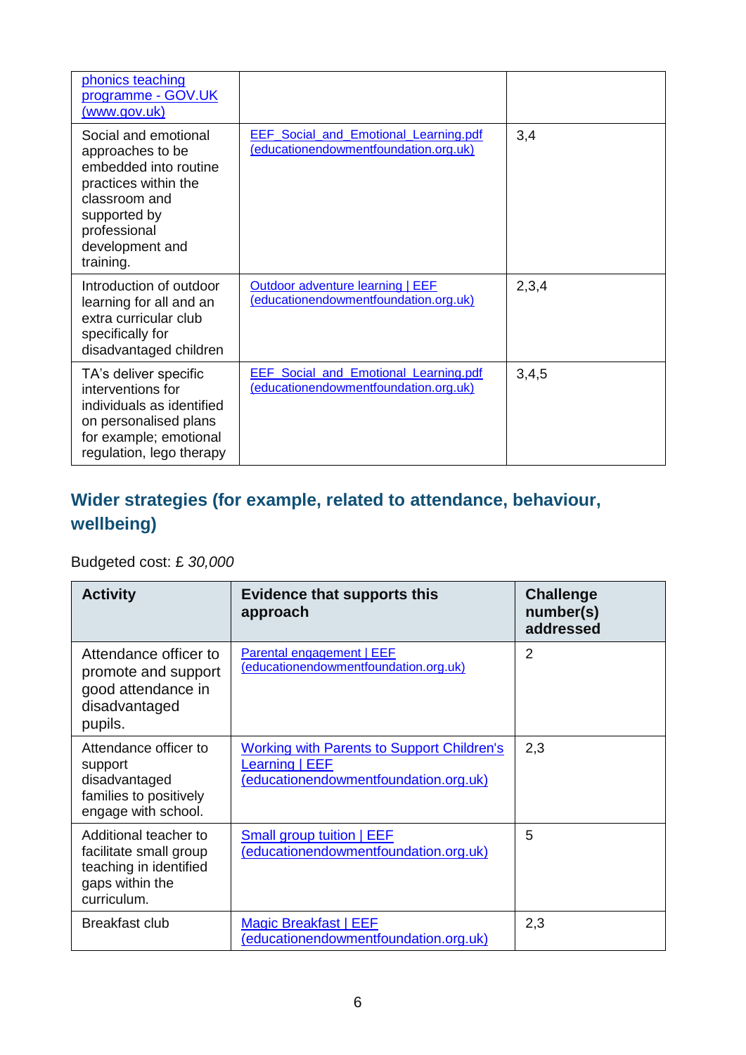| | | |
|---|---|---|
| phonics teaching programme - GOV.UK (www.gov.uk) | | |
| Social and emotional approaches to be embedded into routine practices within the classroom and supported by professional development and training. | EEF_Social_and_Emotional_Learning.pdf (educationendowmentfoundation.org.uk) | 3,4 |
| Introduction of outdoor learning for all and an extra curricular club specifically for disadvantaged children | Outdoor adventure learning \| EEF (educationendowmentfoundation.org.uk) | 2,3,4 |
| TA's deliver specific interventions for individuals as identified on personalised plans for example; emotional regulation, lego therapy | EEF_Social_and_Emotional_Learning.pdf (educationendowmentfoundation.org.uk) | 3,4,5 |

## Wider strategies (for example, related to attendance, behaviour, wellbeing)

Budgeted cost: £ *30,000*

| Activity | Evidence that supports this approach | Challenge number(s) addressed |
|---|---|---|
| Attendance officer to promote and support good attendance in disadvantaged pupils. | Parental engagement \| EEF (educationendowmentfoundation.org.uk) | 2 |
| Attendance officer to support disadvantaged families to positively engage with school. | Working with Parents to Support Children's Learning \| EEF (educationendowmentfoundation.org.uk) | 2,3 |
| Additional teacher to facilitate small group teaching in identified gaps within the curriculum. | Small group tuition \| EEF (educationendowmentfoundation.org.uk) | 5 |
| Breakfast club | Magic Breakfast \| EEF (educationendowmentfoundation.org.uk) | 2,3 |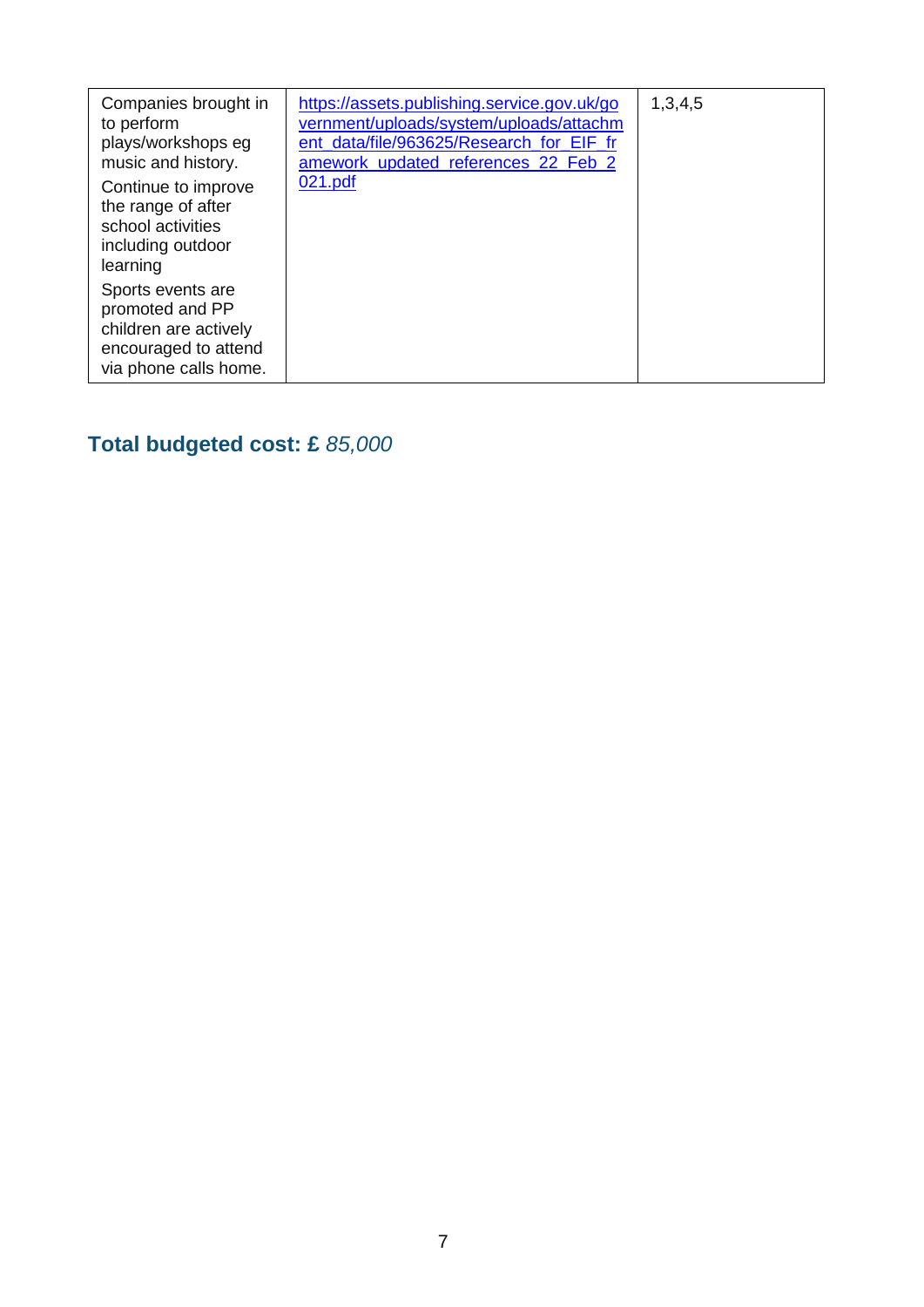| | | |
|---|---|---|
| Companies brought in to perform plays/workshops eg music and history.<br>Continue to improve the range of after school activities including outdoor learning<br>Sports events are promoted and PP children are actively encouraged to attend via phone calls home. | https://assets.publishing.service.gov.uk/government/uploads/system/uploads/attachment_data/file/963625/Research_for_EIF_framework_updated_references_22_Feb_2021.pdf | 1,3,4,5 |

## Total budgeted cost: £ *85,000*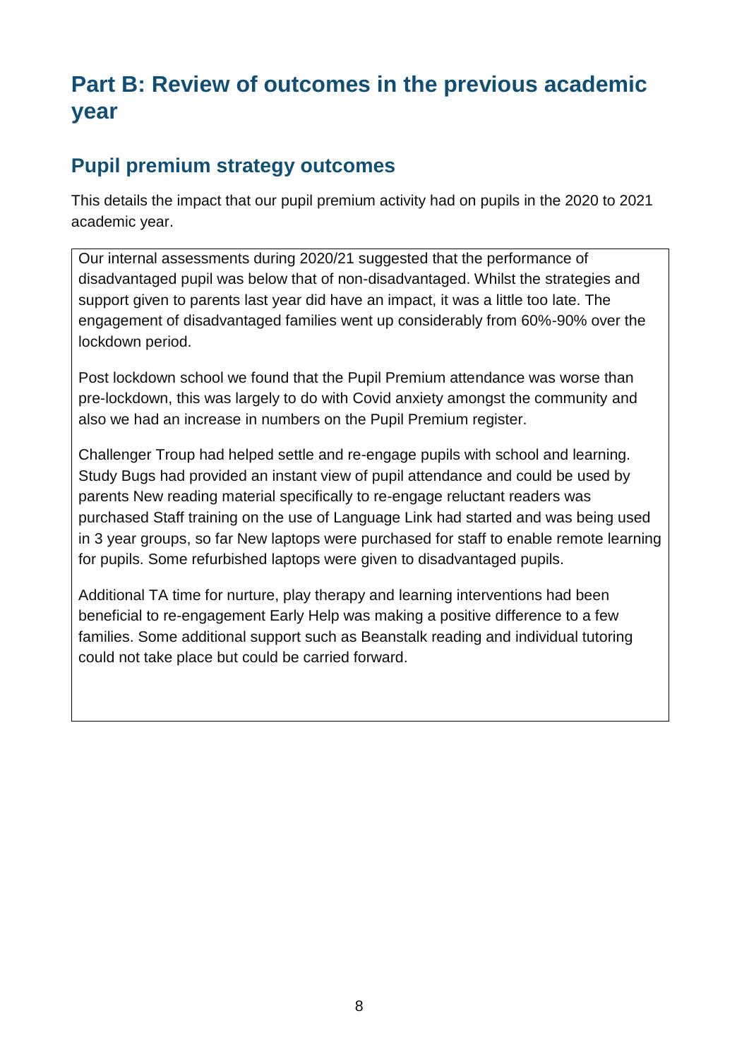# Part B: Review of outcomes in the previous academic year

## Pupil premium strategy outcomes

This details the impact that our pupil premium activity had on pupils in the 2020 to 2021 academic year.

| |
|---|
| Our internal assessments during 2020/21 suggested that the performance of disadvantaged pupil was below that of non-disadvantaged. Whilst the strategies and support given to parents last year did have an impact, it was a little too late. The engagement of disadvantaged families went up considerably from 60%-90% over the lockdown period.<br><br>Post lockdown school we found that the Pupil Premium attendance was worse than pre-lockdown, this was largely to do with Covid anxiety amongst the community and also we had an increase in numbers on the Pupil Premium register.<br><br>Challenger Troup had helped settle and re-engage pupils with school and learning. Study Bugs had provided an instant view of pupil attendance and could be used by parents New reading material specifically to re-engage reluctant readers was purchased Staff training on the use of Language Link had started and was being used in 3 year groups, so far New laptops were purchased for staff to enable remote learning for pupils. Some refurbished laptops were given to disadvantaged pupils.<br><br>Additional TA time for nurture, play therapy and learning interventions had been beneficial to re-engagement Early Help was making a positive difference to a few families. Some additional support such as Beanstalk reading and individual tutoring could not take place but could be carried forward. |